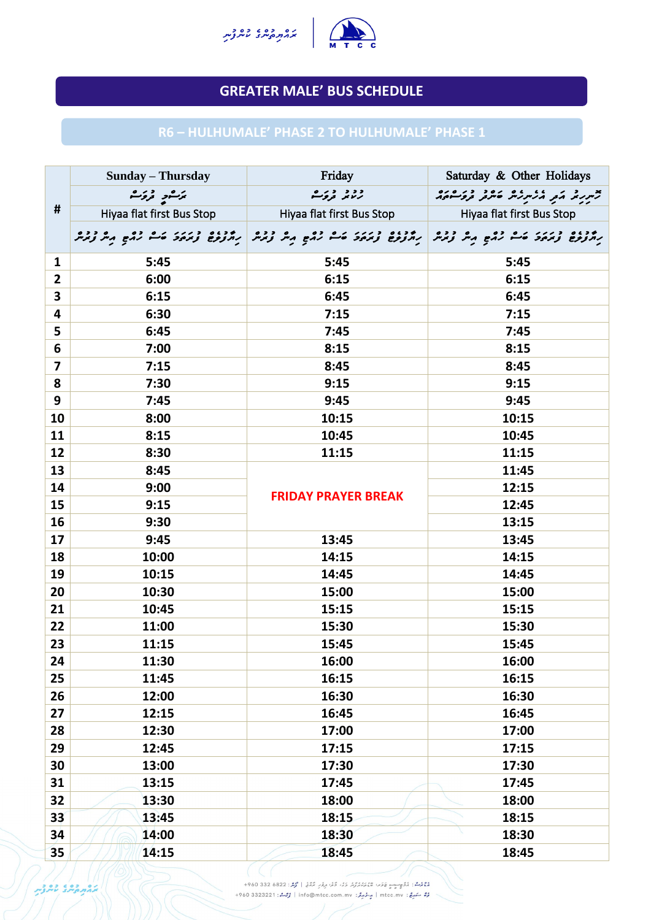# GREATER MALE' BUS SCHEDULE

## R6 – HULHUMALE' PHASE 2 TO HULHUMALE' PHASE 1

| # | Sunday – Thursday | Friday | Saturday & Other Holidays |
|---|---|---|---|
| | Hiyaa flat first Bus Stop | Hiyaa flat first Bus Stop | Hiyaa flat first Bus Stop |
| 1 | 5:45 | 5:45 | 5:45 |
| 2 | 6:00 | 6:15 | 6:15 |
| 3 | 6:15 | 6:45 | 6:45 |
| 4 | 6:30 | 7:15 | 7:15 |
| 5 | 6:45 | 7:45 | 7:45 |
| 6 | 7:00 | 8:15 | 8:15 |
| 7 | 7:15 | 8:45 | 8:45 |
| 8 | 7:30 | 9:15 | 9:15 |
| 9 | 7:45 | 9:45 | 9:45 |
| 10 | 8:00 | 10:15 | 10:15 |
| 11 | 8:15 | 10:45 | 10:45 |
| 12 | 8:30 | 11:15 | 11:15 |
| 13 | 8:45 | **FRIDAY PRAYER BREAK** | 11:45 |
| 14 | 9:00 | | 12:15 |
| 15 | 9:15 | | 12:45 |
| 16 | 9:30 | | 13:15 |
| 17 | 9:45 | 13:45 | 13:45 |
| 18 | 10:00 | 14:15 | 14:15 |
| 19 | 10:15 | 14:45 | 14:45 |
| 20 | 10:30 | 15:00 | 15:00 |
| 21 | 10:45 | 15:15 | 15:15 |
| 22 | 11:00 | 15:30 | 15:30 |
| 23 | 11:15 | 15:45 | 15:45 |
| 24 | 11:30 | 16:00 | 16:00 |
| 25 | 11:45 | 16:15 | 16:15 |
| 26 | 12:00 | 16:30 | 16:30 |
| 27 | 12:15 | 16:45 | 16:45 |
| 28 | 12:30 | 17:00 | 17:00 |
| 29 | 12:45 | 17:15 | 17:15 |
| 30 | 13:00 | 17:30 | 17:30 |
| 31 | 13:15 | 17:45 | 17:45 |
| 32 | 13:30 | 18:00 | 18:00 |
| 33 | 13:45 | 18:15 | 18:15 |
| 34 | 14:00 | 18:30 | 18:30 |
| 35 | 14:15 | 18:45 | 18:45 |

+960 332 6822 | +960 3323221 | info@mtcc.com.mv | mtcc.mv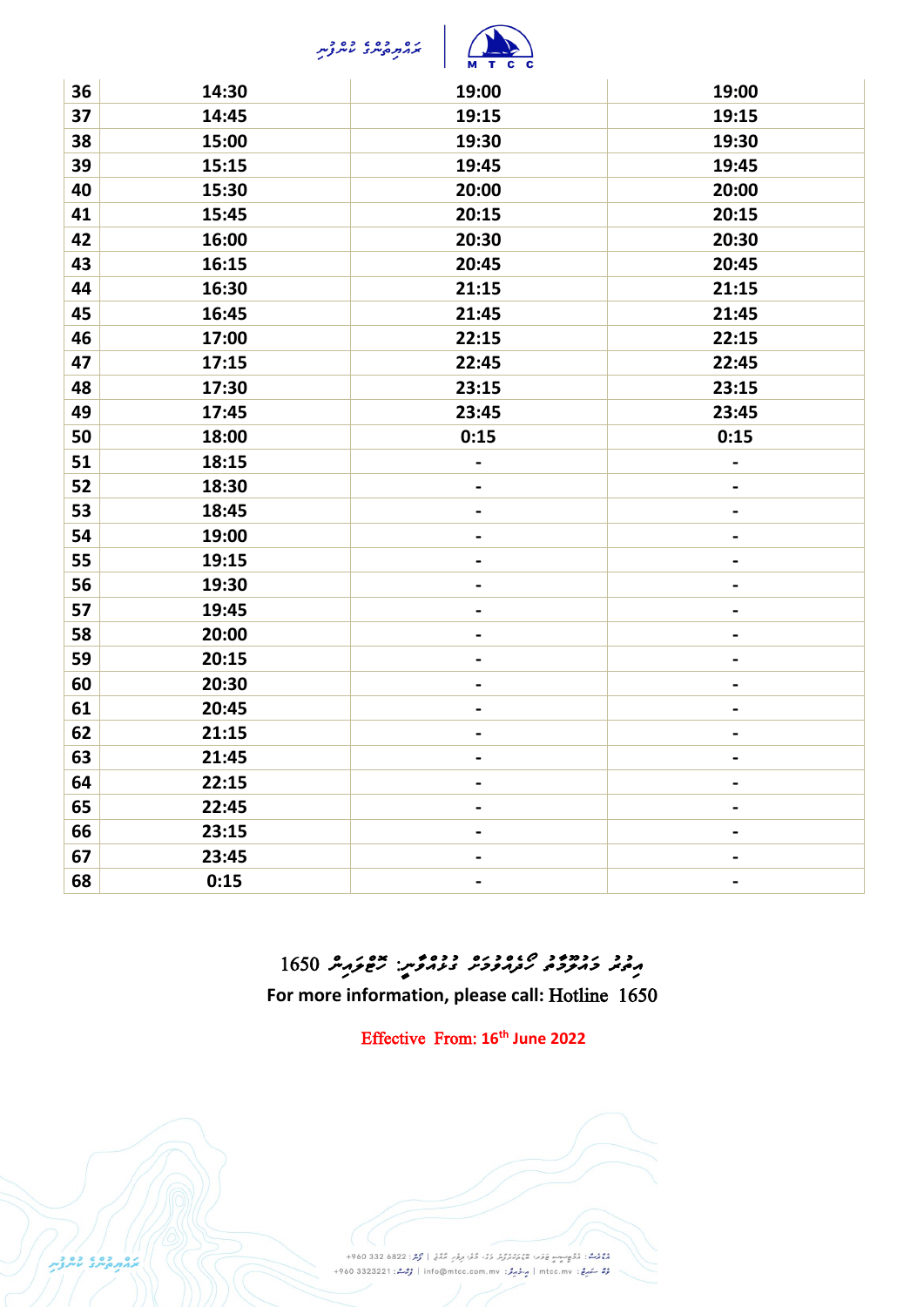| | | | |
|---|---|---|---|
| 36 | 14:30 | 19:00 | 19:00 |
| 37 | 14:45 | 19:15 | 19:15 |
| 38 | 15:00 | 19:30 | 19:30 |
| 39 | 15:15 | 19:45 | 19:45 |
| 40 | 15:30 | 20:00 | 20:00 |
| 41 | 15:45 | 20:15 | 20:15 |
| 42 | 16:00 | 20:30 | 20:30 |
| 43 | 16:15 | 20:45 | 20:45 |
| 44 | 16:30 | 21:15 | 21:15 |
| 45 | 16:45 | 21:45 | 21:45 |
| 46 | 17:00 | 22:15 | 22:15 |
| 47 | 17:15 | 22:45 | 22:45 |
| 48 | 17:30 | 23:15 | 23:15 |
| 49 | 17:45 | 23:45 | 23:45 |
| 50 | 18:00 | 0:15 | 0:15 |
| 51 | 18:15 | - | - |
| 52 | 18:30 | - | - |
| 53 | 18:45 | - | - |
| 54 | 19:00 | - | - |
| 55 | 19:15 | - | - |
| 56 | 19:30 | - | - |
| 57 | 19:45 | - | - |
| 58 | 20:00 | - | - |
| 59 | 20:15 | - | - |
| 60 | 20:30 | - | - |
| 61 | 20:45 | - | - |
| 62 | 21:15 | - | - |
| 63 | 21:45 | - | - |
| 64 | 22:15 | - | - |
| 65 | 22:45 | - | - |
| 66 | 23:15 | - | - |
| 67 | 23:45 | - | - |
| 68 | 0:15 | - | - |

އިތުރު މަޢުލޫމާތު ހޯދުމަށް ގުޅުއްވާނީ: ހޮޓްލައިން 1650

For more information, please call: Hotline 1650

Effective From: 16th June 2022